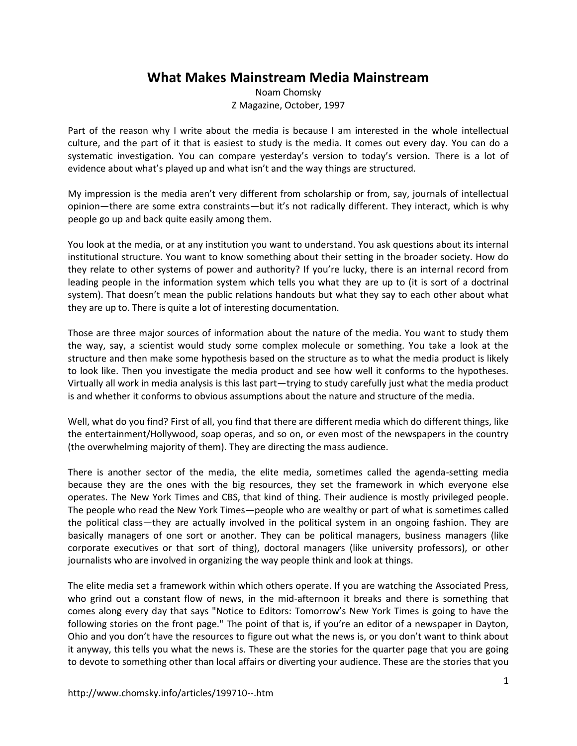# What Makes Mainstream Media Mainstream

Noam Chomsky
Z Magazine, October, 1997

Part of the reason why I write about the media is because I am interested in the whole intellectual culture, and the part of it that is easiest to study is the media. It comes out every day. You can do a systematic investigation. You can compare yesterday's version to today's version. There is a lot of evidence about what's played up and what isn't and the way things are structured.

My impression is the media aren't very different from scholarship or from, say, journals of intellectual opinion—there are some extra constraints—but it's not radically different. They interact, which is why people go up and back quite easily among them.

You look at the media, or at any institution you want to understand. You ask questions about its internal institutional structure. You want to know something about their setting in the broader society. How do they relate to other systems of power and authority? If you're lucky, there is an internal record from leading people in the information system which tells you what they are up to (it is sort of a doctrinal system). That doesn't mean the public relations handouts but what they say to each other about what they are up to. There is quite a lot of interesting documentation.

Those are three major sources of information about the nature of the media. You want to study them the way, say, a scientist would study some complex molecule or something. You take a look at the structure and then make some hypothesis based on the structure as to what the media product is likely to look like. Then you investigate the media product and see how well it conforms to the hypotheses. Virtually all work in media analysis is this last part—trying to study carefully just what the media product is and whether it conforms to obvious assumptions about the nature and structure of the media.

Well, what do you find? First of all, you find that there are different media which do different things, like the entertainment/Hollywood, soap operas, and so on, or even most of the newspapers in the country (the overwhelming majority of them). They are directing the mass audience.

There is another sector of the media, the elite media, sometimes called the agenda-setting media because they are the ones with the big resources, they set the framework in which everyone else operates. The New York Times and CBS, that kind of thing. Their audience is mostly privileged people. The people who read the New York Times—people who are wealthy or part of what is sometimes called the political class—they are actually involved in the political system in an ongoing fashion. They are basically managers of one sort or another. They can be political managers, business managers (like corporate executives or that sort of thing), doctoral managers (like university professors), or other journalists who are involved in organizing the way people think and look at things.

The elite media set a framework within which others operate. If you are watching the Associated Press, who grind out a constant flow of news, in the mid-afternoon it breaks and there is something that comes along every day that says "Notice to Editors: Tomorrow's New York Times is going to have the following stories on the front page." The point of that is, if you're an editor of a newspaper in Dayton, Ohio and you don't have the resources to figure out what the news is, or you don't want to think about it anyway, this tells you what the news is. These are the stories for the quarter page that you are going to devote to something other than local affairs or diverting your audience. These are the stories that you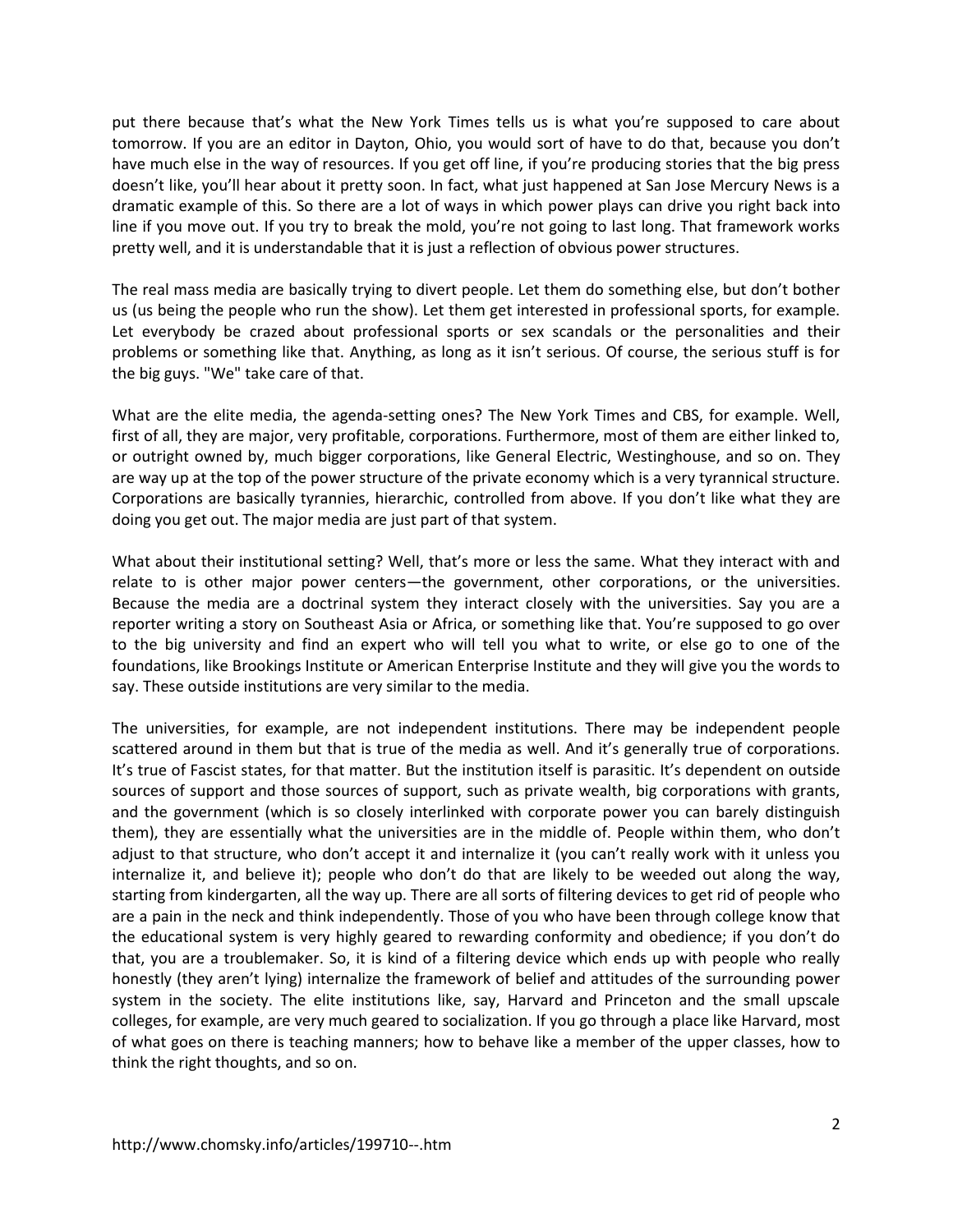put there because that's what the New York Times tells us is what you're supposed to care about tomorrow. If you are an editor in Dayton, Ohio, you would sort of have to do that, because you don't have much else in the way of resources. If you get off line, if you're producing stories that the big press doesn't like, you'll hear about it pretty soon. In fact, what just happened at San Jose Mercury News is a dramatic example of this. So there are a lot of ways in which power plays can drive you right back into line if you move out. If you try to break the mold, you're not going to last long. That framework works pretty well, and it is understandable that it is just a reflection of obvious power structures.

The real mass media are basically trying to divert people. Let them do something else, but don't bother us (us being the people who run the show). Let them get interested in professional sports, for example. Let everybody be crazed about professional sports or sex scandals or the personalities and their problems or something like that. Anything, as long as it isn't serious. Of course, the serious stuff is for the big guys. "We" take care of that.

What are the elite media, the agenda-setting ones? The New York Times and CBS, for example. Well, first of all, they are major, very profitable, corporations. Furthermore, most of them are either linked to, or outright owned by, much bigger corporations, like General Electric, Westinghouse, and so on. They are way up at the top of the power structure of the private economy which is a very tyrannical structure. Corporations are basically tyrannies, hierarchic, controlled from above. If you don't like what they are doing you get out. The major media are just part of that system.

What about their institutional setting? Well, that's more or less the same. What they interact with and relate to is other major power centers—the government, other corporations, or the universities. Because the media are a doctrinal system they interact closely with the universities. Say you are a reporter writing a story on Southeast Asia or Africa, or something like that. You're supposed to go over to the big university and find an expert who will tell you what to write, or else go to one of the foundations, like Brookings Institute or American Enterprise Institute and they will give you the words to say. These outside institutions are very similar to the media.

The universities, for example, are not independent institutions. There may be independent people scattered around in them but that is true of the media as well. And it's generally true of corporations. It's true of Fascist states, for that matter. But the institution itself is parasitic. It's dependent on outside sources of support and those sources of support, such as private wealth, big corporations with grants, and the government (which is so closely interlinked with corporate power you can barely distinguish them), they are essentially what the universities are in the middle of. People within them, who don't adjust to that structure, who don't accept it and internalize it (you can't really work with it unless you internalize it, and believe it); people who don't do that are likely to be weeded out along the way, starting from kindergarten, all the way up. There are all sorts of filtering devices to get rid of people who are a pain in the neck and think independently. Those of you who have been through college know that the educational system is very highly geared to rewarding conformity and obedience; if you don't do that, you are a troublemaker. So, it is kind of a filtering device which ends up with people who really honestly (they aren't lying) internalize the framework of belief and attitudes of the surrounding power system in the society. The elite institutions like, say, Harvard and Princeton and the small upscale colleges, for example, are very much geared to socialization. If you go through a place like Harvard, most of what goes on there is teaching manners; how to behave like a member of the upper classes, how to think the right thoughts, and so on.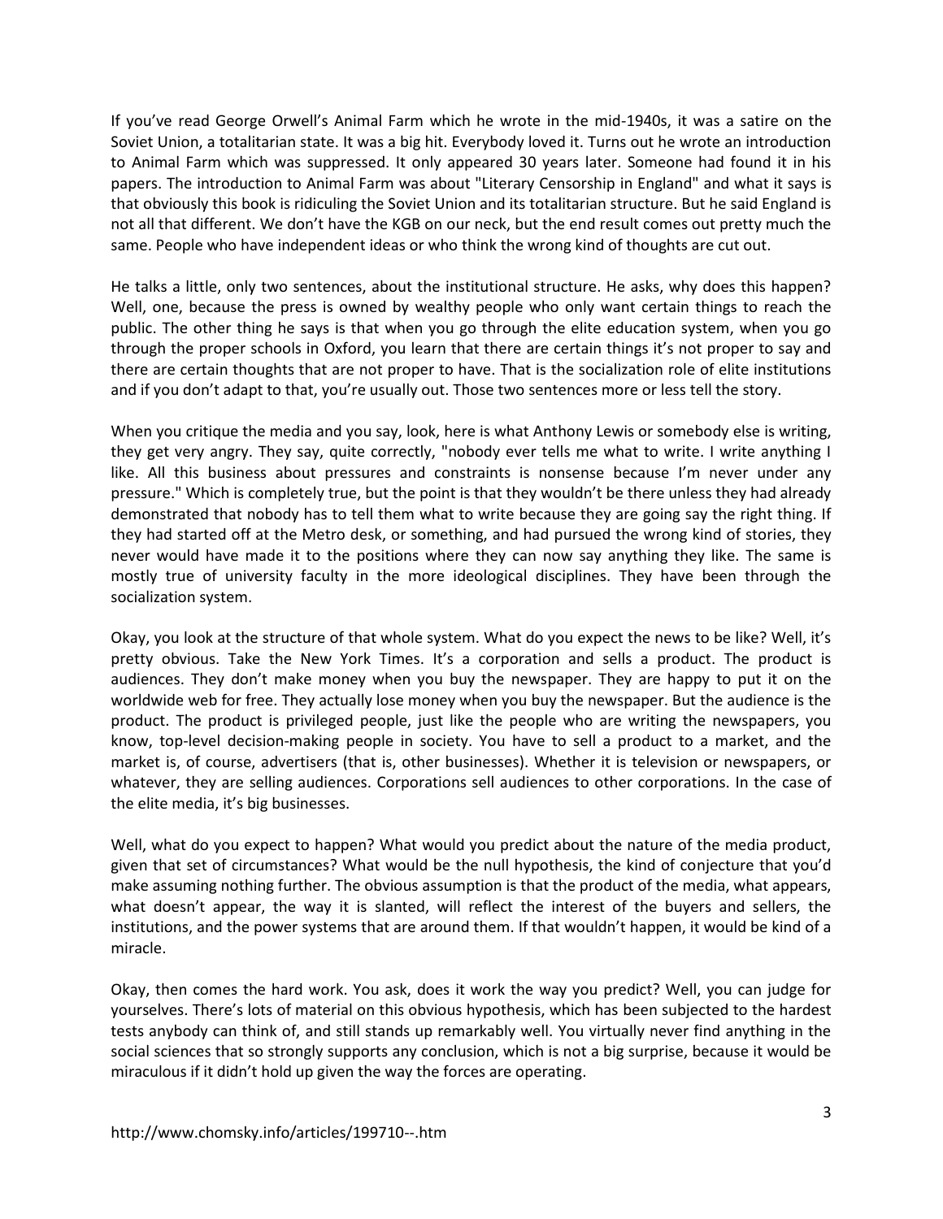If you've read George Orwell's Animal Farm which he wrote in the mid-1940s, it was a satire on the Soviet Union, a totalitarian state. It was a big hit. Everybody loved it. Turns out he wrote an introduction to Animal Farm which was suppressed. It only appeared 30 years later. Someone had found it in his papers. The introduction to Animal Farm was about "Literary Censorship in England" and what it says is that obviously this book is ridiculing the Soviet Union and its totalitarian structure. But he said England is not all that different. We don't have the KGB on our neck, but the end result comes out pretty much the same. People who have independent ideas or who think the wrong kind of thoughts are cut out.

He talks a little, only two sentences, about the institutional structure. He asks, why does this happen? Well, one, because the press is owned by wealthy people who only want certain things to reach the public. The other thing he says is that when you go through the elite education system, when you go through the proper schools in Oxford, you learn that there are certain things it's not proper to say and there are certain thoughts that are not proper to have. That is the socialization role of elite institutions and if you don't adapt to that, you're usually out. Those two sentences more or less tell the story.

When you critique the media and you say, look, here is what Anthony Lewis or somebody else is writing, they get very angry. They say, quite correctly, "nobody ever tells me what to write. I write anything I like. All this business about pressures and constraints is nonsense because I'm never under any pressure." Which is completely true, but the point is that they wouldn't be there unless they had already demonstrated that nobody has to tell them what to write because they are going say the right thing. If they had started off at the Metro desk, or something, and had pursued the wrong kind of stories, they never would have made it to the positions where they can now say anything they like. The same is mostly true of university faculty in the more ideological disciplines. They have been through the socialization system.

Okay, you look at the structure of that whole system. What do you expect the news to be like? Well, it's pretty obvious. Take the New York Times. It's a corporation and sells a product. The product is audiences. They don't make money when you buy the newspaper. They are happy to put it on the worldwide web for free. They actually lose money when you buy the newspaper. But the audience is the product. The product is privileged people, just like the people who are writing the newspapers, you know, top-level decision-making people in society. You have to sell a product to a market, and the market is, of course, advertisers (that is, other businesses). Whether it is television or newspapers, or whatever, they are selling audiences. Corporations sell audiences to other corporations. In the case of the elite media, it's big businesses.

Well, what do you expect to happen? What would you predict about the nature of the media product, given that set of circumstances? What would be the null hypothesis, the kind of conjecture that you'd make assuming nothing further. The obvious assumption is that the product of the media, what appears, what doesn't appear, the way it is slanted, will reflect the interest of the buyers and sellers, the institutions, and the power systems that are around them. If that wouldn't happen, it would be kind of a miracle.

Okay, then comes the hard work. You ask, does it work the way you predict? Well, you can judge for yourselves. There's lots of material on this obvious hypothesis, which has been subjected to the hardest tests anybody can think of, and still stands up remarkably well. You virtually never find anything in the social sciences that so strongly supports any conclusion, which is not a big surprise, because it would be miraculous if it didn't hold up given the way the forces are operating.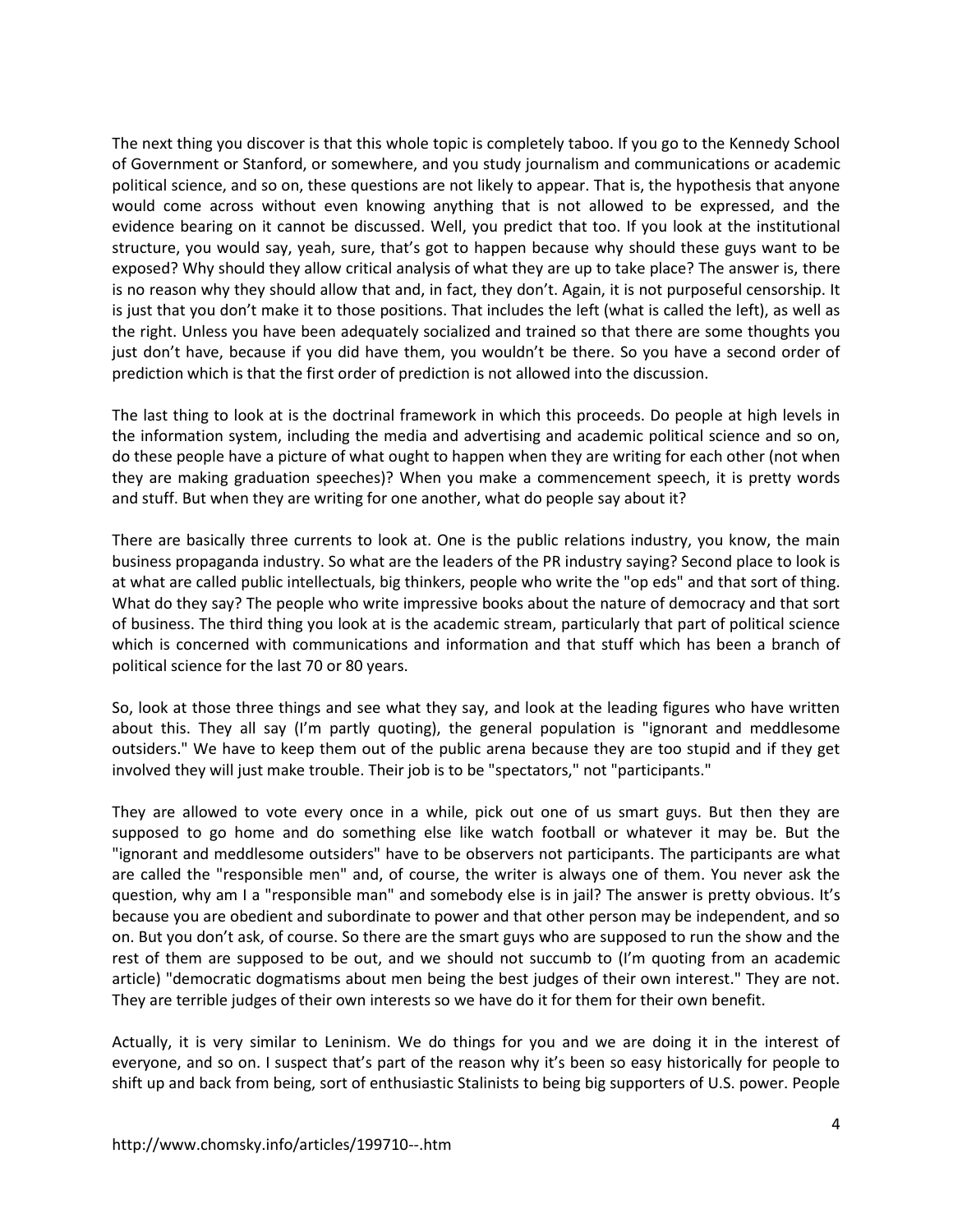The next thing you discover is that this whole topic is completely taboo. If you go to the Kennedy School of Government or Stanford, or somewhere, and you study journalism and communications or academic political science, and so on, these questions are not likely to appear. That is, the hypothesis that anyone would come across without even knowing anything that is not allowed to be expressed, and the evidence bearing on it cannot be discussed. Well, you predict that too. If you look at the institutional structure, you would say, yeah, sure, that's got to happen because why should these guys want to be exposed? Why should they allow critical analysis of what they are up to take place? The answer is, there is no reason why they should allow that and, in fact, they don't. Again, it is not purposeful censorship. It is just that you don't make it to those positions. That includes the left (what is called the left), as well as the right. Unless you have been adequately socialized and trained so that there are some thoughts you just don't have, because if you did have them, you wouldn't be there. So you have a second order of prediction which is that the first order of prediction is not allowed into the discussion.

The last thing to look at is the doctrinal framework in which this proceeds. Do people at high levels in the information system, including the media and advertising and academic political science and so on, do these people have a picture of what ought to happen when they are writing for each other (not when they are making graduation speeches)? When you make a commencement speech, it is pretty words and stuff. But when they are writing for one another, what do people say about it?

There are basically three currents to look at. One is the public relations industry, you know, the main business propaganda industry. So what are the leaders of the PR industry saying? Second place to look is at what are called public intellectuals, big thinkers, people who write the "op eds" and that sort of thing. What do they say? The people who write impressive books about the nature of democracy and that sort of business. The third thing you look at is the academic stream, particularly that part of political science which is concerned with communications and information and that stuff which has been a branch of political science for the last 70 or 80 years.

So, look at those three things and see what they say, and look at the leading figures who have written about this. They all say (I'm partly quoting), the general population is "ignorant and meddlesome outsiders." We have to keep them out of the public arena because they are too stupid and if they get involved they will just make trouble. Their job is to be "spectators," not "participants."

They are allowed to vote every once in a while, pick out one of us smart guys. But then they are supposed to go home and do something else like watch football or whatever it may be. But the "ignorant and meddlesome outsiders" have to be observers not participants. The participants are what are called the "responsible men" and, of course, the writer is always one of them. You never ask the question, why am I a "responsible man" and somebody else is in jail? The answer is pretty obvious. It's because you are obedient and subordinate to power and that other person may be independent, and so on. But you don't ask, of course. So there are the smart guys who are supposed to run the show and the rest of them are supposed to be out, and we should not succumb to (I'm quoting from an academic article) "democratic dogmatisms about men being the best judges of their own interest." They are not. They are terrible judges of their own interests so we have do it for them for their own benefit.

Actually, it is very similar to Leninism. We do things for you and we are doing it in the interest of everyone, and so on. I suspect that's part of the reason why it's been so easy historically for people to shift up and back from being, sort of enthusiastic Stalinists to being big supporters of U.S. power. People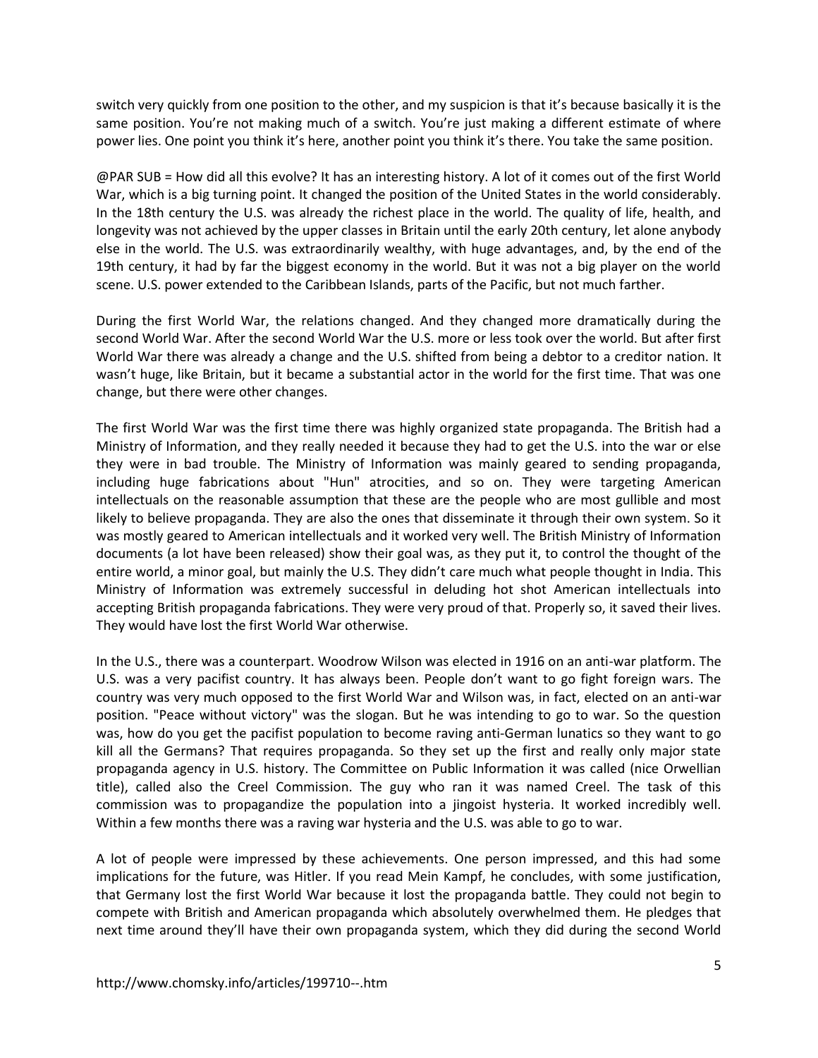switch very quickly from one position to the other, and my suspicion is that it's because basically it is the same position. You're not making much of a switch. You're just making a different estimate of where power lies. One point you think it's here, another point you think it's there. You take the same position.

@PAR SUB = How did all this evolve? It has an interesting history. A lot of it comes out of the first World War, which is a big turning point. It changed the position of the United States in the world considerably. In the 18th century the U.S. was already the richest place in the world. The quality of life, health, and longevity was not achieved by the upper classes in Britain until the early 20th century, let alone anybody else in the world. The U.S. was extraordinarily wealthy, with huge advantages, and, by the end of the 19th century, it had by far the biggest economy in the world. But it was not a big player on the world scene. U.S. power extended to the Caribbean Islands, parts of the Pacific, but not much farther.

During the first World War, the relations changed. And they changed more dramatically during the second World War. After the second World War the U.S. more or less took over the world. But after first World War there was already a change and the U.S. shifted from being a debtor to a creditor nation. It wasn't huge, like Britain, but it became a substantial actor in the world for the first time. That was one change, but there were other changes.

The first World War was the first time there was highly organized state propaganda. The British had a Ministry of Information, and they really needed it because they had to get the U.S. into the war or else they were in bad trouble. The Ministry of Information was mainly geared to sending propaganda, including huge fabrications about "Hun" atrocities, and so on. They were targeting American intellectuals on the reasonable assumption that these are the people who are most gullible and most likely to believe propaganda. They are also the ones that disseminate it through their own system. So it was mostly geared to American intellectuals and it worked very well. The British Ministry of Information documents (a lot have been released) show their goal was, as they put it, to control the thought of the entire world, a minor goal, but mainly the U.S. They didn't care much what people thought in India. This Ministry of Information was extremely successful in deluding hot shot American intellectuals into accepting British propaganda fabrications. They were very proud of that. Properly so, it saved their lives. They would have lost the first World War otherwise.

In the U.S., there was a counterpart. Woodrow Wilson was elected in 1916 on an anti-war platform. The U.S. was a very pacifist country. It has always been. People don't want to go fight foreign wars. The country was very much opposed to the first World War and Wilson was, in fact, elected on an anti-war position. "Peace without victory" was the slogan. But he was intending to go to war. So the question was, how do you get the pacifist population to become raving anti-German lunatics so they want to go kill all the Germans? That requires propaganda. So they set up the first and really only major state propaganda agency in U.S. history. The Committee on Public Information it was called (nice Orwellian title), called also the Creel Commission. The guy who ran it was named Creel. The task of this commission was to propagandize the population into a jingoist hysteria. It worked incredibly well. Within a few months there was a raving war hysteria and the U.S. was able to go to war.

A lot of people were impressed by these achievements. One person impressed, and this had some implications for the future, was Hitler. If you read Mein Kampf, he concludes, with some justification, that Germany lost the first World War because it lost the propaganda battle. They could not begin to compete with British and American propaganda which absolutely overwhelmed them. He pledges that next time around they'll have their own propaganda system, which they did during the second World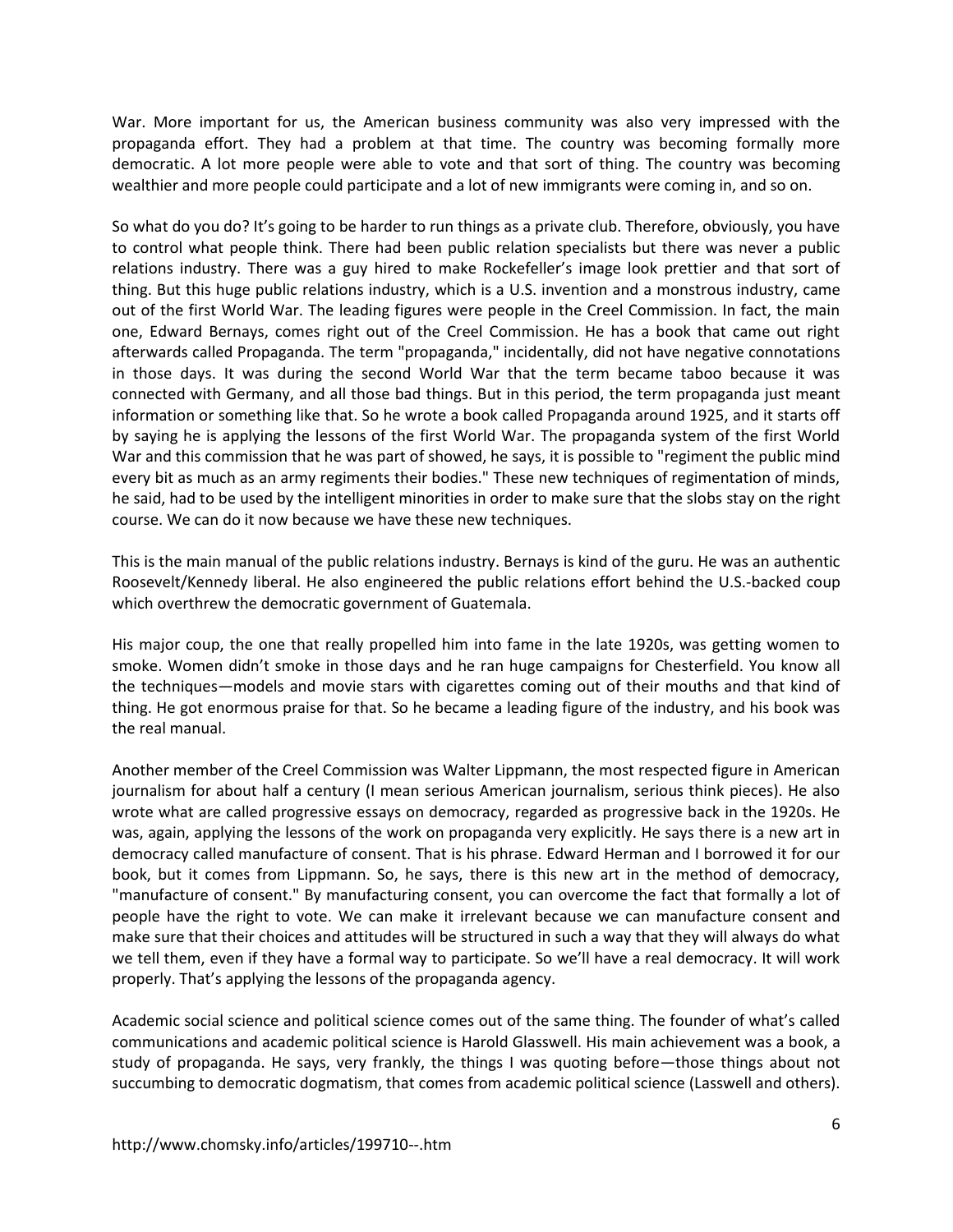War. More important for us, the American business community was also very impressed with the propaganda effort. They had a problem at that time. The country was becoming formally more democratic. A lot more people were able to vote and that sort of thing. The country was becoming wealthier and more people could participate and a lot of new immigrants were coming in, and so on.

So what do you do? It's going to be harder to run things as a private club. Therefore, obviously, you have to control what people think. There had been public relation specialists but there was never a public relations industry. There was a guy hired to make Rockefeller's image look prettier and that sort of thing. But this huge public relations industry, which is a U.S. invention and a monstrous industry, came out of the first World War. The leading figures were people in the Creel Commission. In fact, the main one, Edward Bernays, comes right out of the Creel Commission. He has a book that came out right afterwards called Propaganda. The term "propaganda," incidentally, did not have negative connotations in those days. It was during the second World War that the term became taboo because it was connected with Germany, and all those bad things. But in this period, the term propaganda just meant information or something like that. So he wrote a book called Propaganda around 1925, and it starts off by saying he is applying the lessons of the first World War. The propaganda system of the first World War and this commission that he was part of showed, he says, it is possible to "regiment the public mind every bit as much as an army regiments their bodies." These new techniques of regimentation of minds, he said, had to be used by the intelligent minorities in order to make sure that the slobs stay on the right course. We can do it now because we have these new techniques.

This is the main manual of the public relations industry. Bernays is kind of the guru. He was an authentic Roosevelt/Kennedy liberal. He also engineered the public relations effort behind the U.S.-backed coup which overthrew the democratic government of Guatemala.

His major coup, the one that really propelled him into fame in the late 1920s, was getting women to smoke. Women didn't smoke in those days and he ran huge campaigns for Chesterfield. You know all the techniques—models and movie stars with cigarettes coming out of their mouths and that kind of thing. He got enormous praise for that. So he became a leading figure of the industry, and his book was the real manual.

Another member of the Creel Commission was Walter Lippmann, the most respected figure in American journalism for about half a century (I mean serious American journalism, serious think pieces). He also wrote what are called progressive essays on democracy, regarded as progressive back in the 1920s. He was, again, applying the lessons of the work on propaganda very explicitly. He says there is a new art in democracy called manufacture of consent. That is his phrase. Edward Herman and I borrowed it for our book, but it comes from Lippmann. So, he says, there is this new art in the method of democracy, "manufacture of consent." By manufacturing consent, you can overcome the fact that formally a lot of people have the right to vote. We can make it irrelevant because we can manufacture consent and make sure that their choices and attitudes will be structured in such a way that they will always do what we tell them, even if they have a formal way to participate. So we'll have a real democracy. It will work properly. That's applying the lessons of the propaganda agency.

Academic social science and political science comes out of the same thing. The founder of what's called communications and academic political science is Harold Glasswell. His main achievement was a book, a study of propaganda. He says, very frankly, the things I was quoting before—those things about not succumbing to democratic dogmatism, that comes from academic political science (Lasswell and others).

http://www.chomsky.info/articles/199710--.htm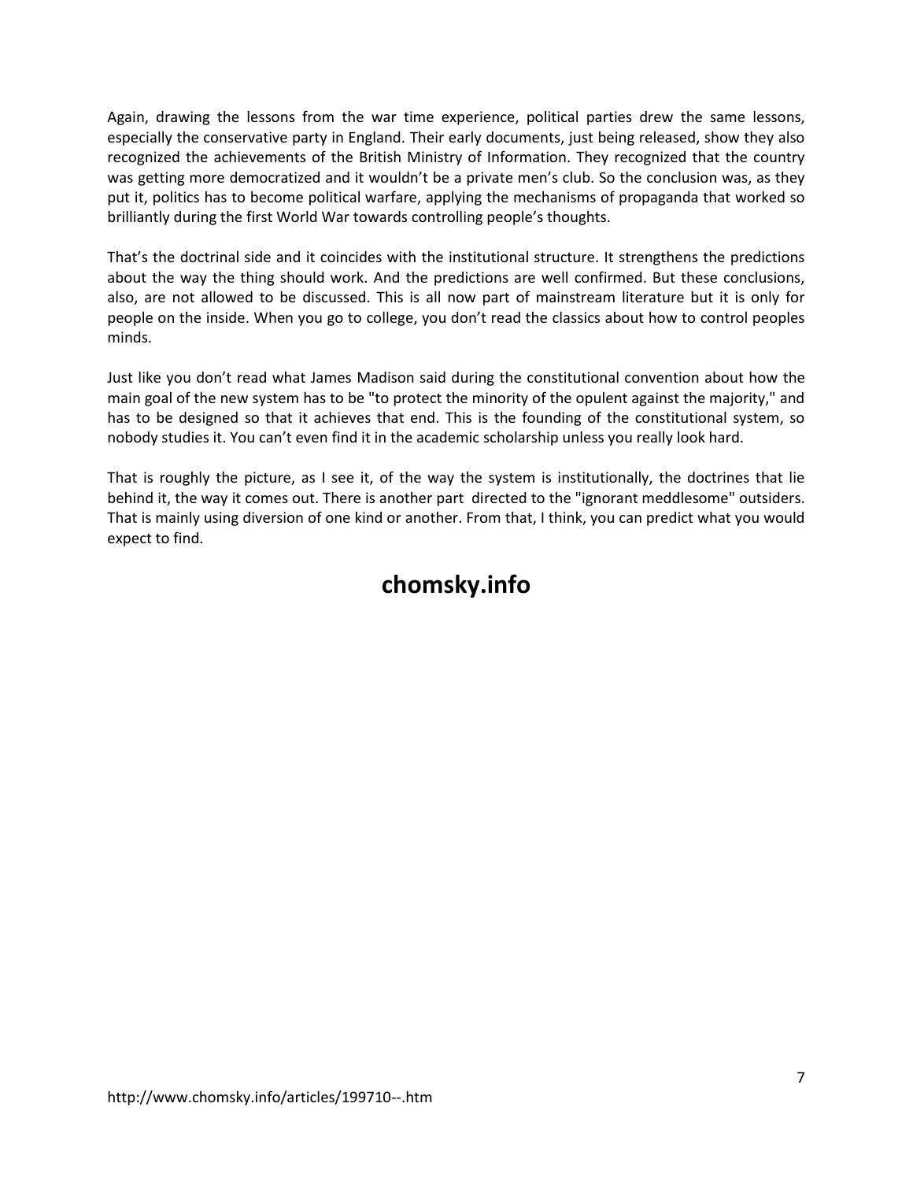Again, drawing the lessons from the war time experience, political parties drew the same lessons, especially the conservative party in England. Their early documents, just being released, show they also recognized the achievements of the British Ministry of Information. They recognized that the country was getting more democratized and it wouldn't be a private men's club. So the conclusion was, as they put it, politics has to become political warfare, applying the mechanisms of propaganda that worked so brilliantly during the first World War towards controlling people's thoughts.

That's the doctrinal side and it coincides with the institutional structure. It strengthens the predictions about the way the thing should work. And the predictions are well confirmed. But these conclusions, also, are not allowed to be discussed. This is all now part of mainstream literature but it is only for people on the inside. When you go to college, you don't read the classics about how to control peoples minds.

Just like you don't read what James Madison said during the constitutional convention about how the main goal of the new system has to be "to protect the minority of the opulent against the majority," and has to be designed so that it achieves that end. This is the founding of the constitutional system, so nobody studies it. You can't even find it in the academic scholarship unless you really look hard.

That is roughly the picture, as I see it, of the way the system is institutionally, the doctrines that lie behind it, the way it comes out. There is another part directed to the "ignorant meddlesome" outsiders. That is mainly using diversion of one kind or another. From that, I think, you can predict what you would expect to find.

## chomsky.info